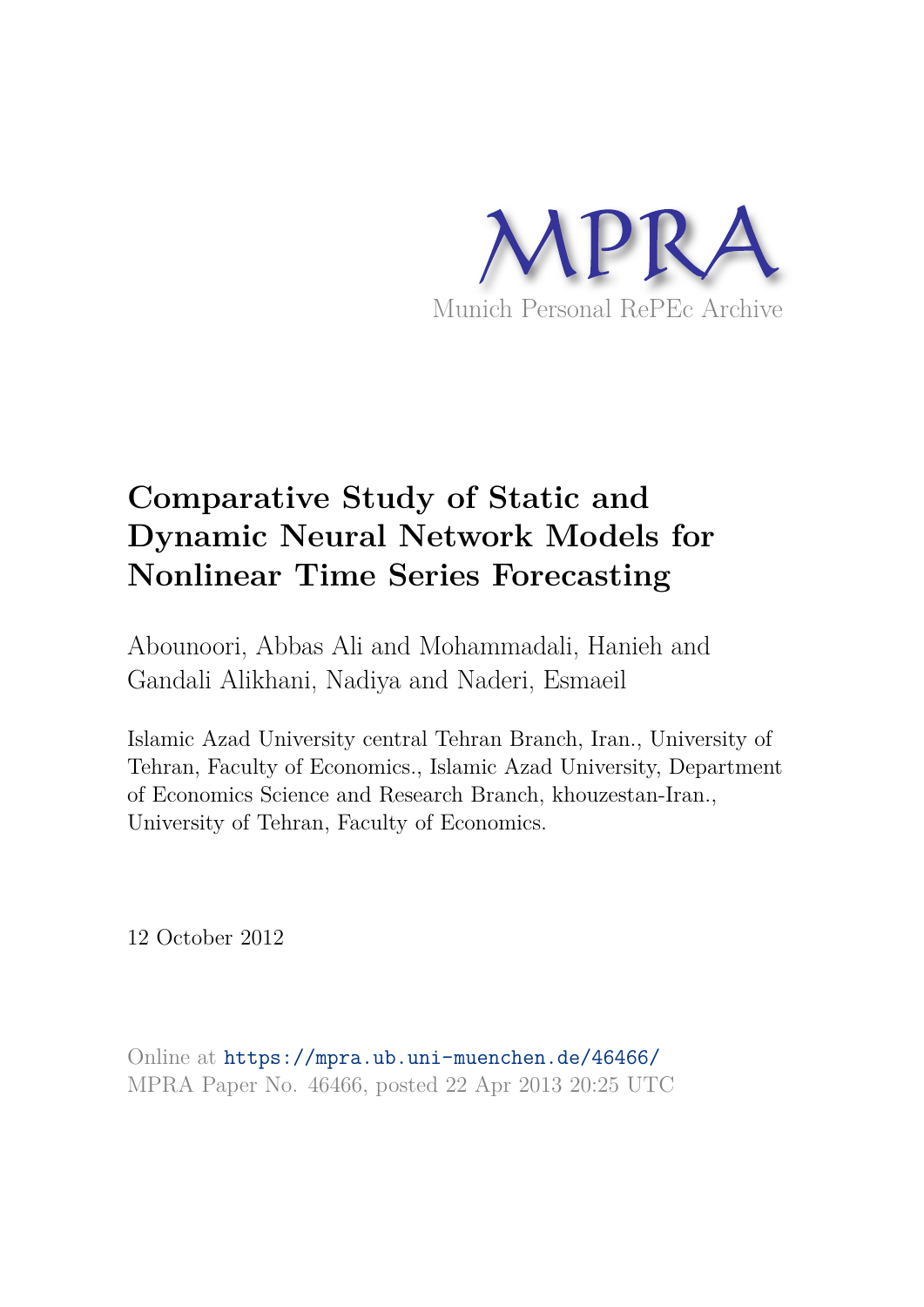MPRA

Munich Personal RePEc Archive

# Comparative Study of Static and Dynamic Neural Network Models for Nonlinear Time Series Forecasting

Abounoori, Abbas Ali and Mohammadali, Hanieh and Gandali Alikhani, Nadiya and Naderi, Esmaeil

Islamic Azad University central Tehran Branch, Iran., University of Tehran, Faculty of Economics., Islamic Azad University, Department of Economics Science and Research Branch, khouzestan-Iran., University of Tehran, Faculty of Economics.

12 October 2012

Online at https://mpra.ub.uni-muenchen.de/46466/
MPRA Paper No. 46466, posted 22 Apr 2013 20:25 UTC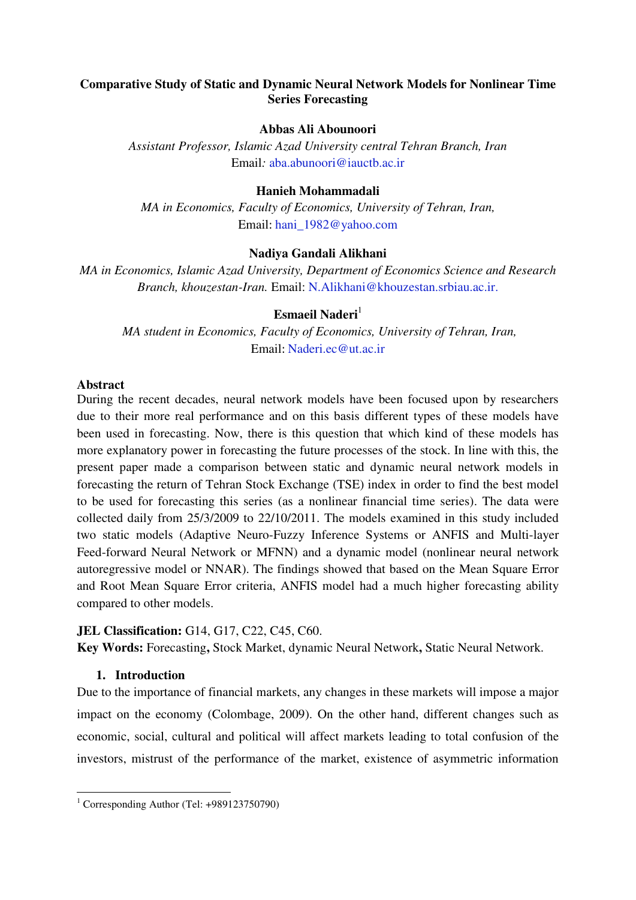**Comparative Study of Static and Dynamic Neural Network Models for Nonlinear Time Series Forecasting**

**Abbas Ali Abounoori**

*Assistant Professor, Islamic Azad University central Tehran Branch, Iran*
Email*:* aba.abunoori@iauctb.ac.ir

**Hanieh Mohammadali**

*MA in Economics, Faculty of Economics, University of Tehran, Iran,*
Email: hani_1982@yahoo.com

**Nadiya Gandali Alikhani**

*MA in Economics, Islamic Azad University, Department of Economics Science and Research Branch, khouzestan-Iran.* Email: N.Alikhani@khouzestan.srbiau.ac.ir.

**Esmaeil Naderi**[1]

*MA student in Economics, Faculty of Economics, University of Tehran, Iran,*
Email: Naderi.ec@ut.ac.ir

**Abstract**

During the recent decades, neural network models have been focused upon by researchers due to their more real performance and on this basis different types of these models have been used in forecasting. Now, there is this question that which kind of these models has more explanatory power in forecasting the future processes of the stock. In line with this, the present paper made a comparison between static and dynamic neural network models in forecasting the return of Tehran Stock Exchange (TSE) index in order to find the best model to be used for forecasting this series (as a nonlinear financial time series). The data were collected daily from 25/3/2009 to 22/10/2011. The models examined in this study included two static models (Adaptive Neuro-Fuzzy Inference Systems or ANFIS and Multi-layer Feed-forward Neural Network or MFNN) and a dynamic model (nonlinear neural network autoregressive model or NNAR). The findings showed that based on the Mean Square Error and Root Mean Square Error criteria, ANFIS model had a much higher forecasting ability compared to other models.

**JEL Classification:** G14, G17, C22, C45, C60.

**Key Words:** Forecasting**,** Stock Market, dynamic Neural Network**,** Static Neural Network.

## 1. Introduction

Due to the importance of financial markets, any changes in these markets will impose a major impact on the economy (Colombage, 2009). On the other hand, different changes such as economic, social, cultural and political will affect markets leading to total confusion of the investors, mistrust of the performance of the market, existence of asymmetric information

[1] Corresponding Author (Tel: +989123750790)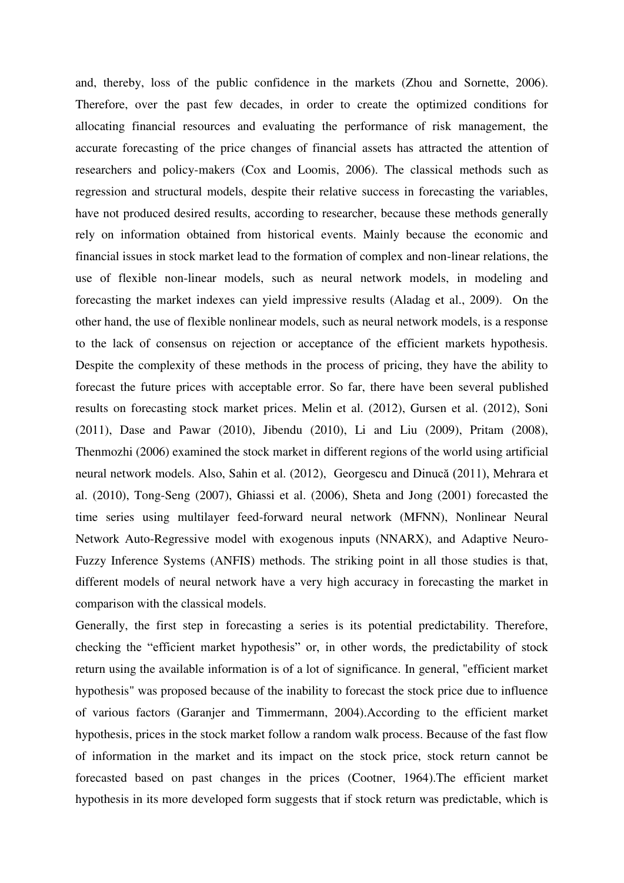and, thereby, loss of the public confidence in the markets (Zhou and Sornette, 2006). Therefore, over the past few decades, in order to create the optimized conditions for allocating financial resources and evaluating the performance of risk management, the accurate forecasting of the price changes of financial assets has attracted the attention of researchers and policy-makers (Cox and Loomis, 2006). The classical methods such as regression and structural models, despite their relative success in forecasting the variables, have not produced desired results, according to researcher, because these methods generally rely on information obtained from historical events. Mainly because the economic and financial issues in stock market lead to the formation of complex and non-linear relations, the use of flexible non-linear models, such as neural network models, in modeling and forecasting the market indexes can yield impressive results (Aladag et al., 2009). On the other hand, the use of flexible nonlinear models, such as neural network models, is a response to the lack of consensus on rejection or acceptance of the efficient markets hypothesis. Despite the complexity of these methods in the process of pricing, they have the ability to forecast the future prices with acceptable error. So far, there have been several published results on forecasting stock market prices. Melin et al. (2012), Gursen et al. (2012), Soni (2011), Dase and Pawar (2010), Jibendu (2010), Li and Liu (2009), Pritam (2008), Thenmozhi (2006) examined the stock market in different regions of the world using artificial neural network models. Also, Sahin et al. (2012), Georgescu and Dinucă (2011), Mehrara et al. (2010), Tong-Seng (2007), Ghiassi et al. (2006), Sheta and Jong (2001) forecasted the time series using multilayer feed-forward neural network (MFNN), Nonlinear Neural Network Auto-Regressive model with exogenous inputs (NNARX), and Adaptive Neuro-Fuzzy Inference Systems (ANFIS) methods. The striking point in all those studies is that, different models of neural network have a very high accuracy in forecasting the market in comparison with the classical models.

Generally, the first step in forecasting a series is its potential predictability. Therefore, checking the "efficient market hypothesis" or, in other words, the predictability of stock return using the available information is of a lot of significance. In general, "efficient market hypothesis" was proposed because of the inability to forecast the stock price due to influence of various factors (Garanjer and Timmermann, 2004).According to the efficient market hypothesis, prices in the stock market follow a random walk process. Because of the fast flow of information in the market and its impact on the stock price, stock return cannot be forecasted based on past changes in the prices (Cootner, 1964).The efficient market hypothesis in its more developed form suggests that if stock return was predictable, which is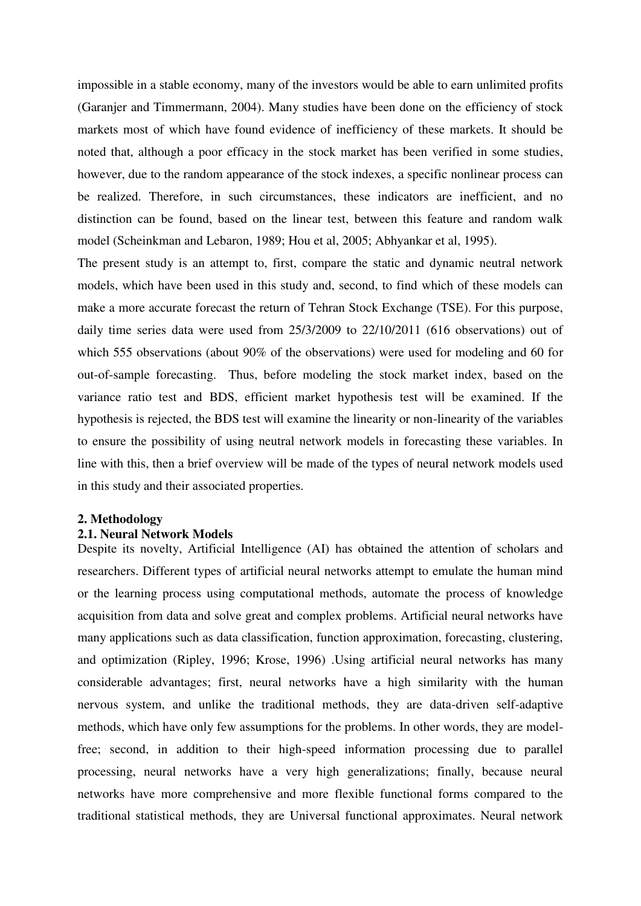impossible in a stable economy, many of the investors would be able to earn unlimited profits (Garanjer and Timmermann, 2004). Many studies have been done on the efficiency of stock markets most of which have found evidence of inefficiency of these markets. It should be noted that, although a poor efficacy in the stock market has been verified in some studies, however, due to the random appearance of the stock indexes, a specific nonlinear process can be realized. Therefore, in such circumstances, these indicators are inefficient, and no distinction can be found, based on the linear test, between this feature and random walk model (Scheinkman and Lebaron, 1989; Hou et al, 2005; Abhyankar et al, 1995).

The present study is an attempt to, first, compare the static and dynamic neutral network models, which have been used in this study and, second, to find which of these models can make a more accurate forecast the return of Tehran Stock Exchange (TSE). For this purpose, daily time series data were used from 25/3/2009 to 22/10/2011 (616 observations) out of which 555 observations (about 90% of the observations) were used for modeling and 60 for out-of-sample forecasting. Thus, before modeling the stock market index, based on the variance ratio test and BDS, efficient market hypothesis test will be examined. If the hypothesis is rejected, the BDS test will examine the linearity or non-linearity of the variables to ensure the possibility of using neutral network models in forecasting these variables. In line with this, then a brief overview will be made of the types of neural network models used in this study and their associated properties.

## 2. Methodology

### 2.1. Neural Network Models

Despite its novelty, Artificial Intelligence (AI) has obtained the attention of scholars and researchers. Different types of artificial neural networks attempt to emulate the human mind or the learning process using computational methods, automate the process of knowledge acquisition from data and solve great and complex problems. Artificial neural networks have many applications such as data classification, function approximation, forecasting, clustering, and optimization (Ripley, 1996; Krose, 1996) .Using artificial neural networks has many considerable advantages; first, neural networks have a high similarity with the human nervous system, and unlike the traditional methods, they are data-driven self-adaptive methods, which have only few assumptions for the problems. In other words, they are model-free; second, in addition to their high-speed information processing due to parallel processing, neural networks have a very high generalizations; finally, because neural networks have more comprehensive and more flexible functional forms compared to the traditional statistical methods, they are Universal functional approximates. Neural network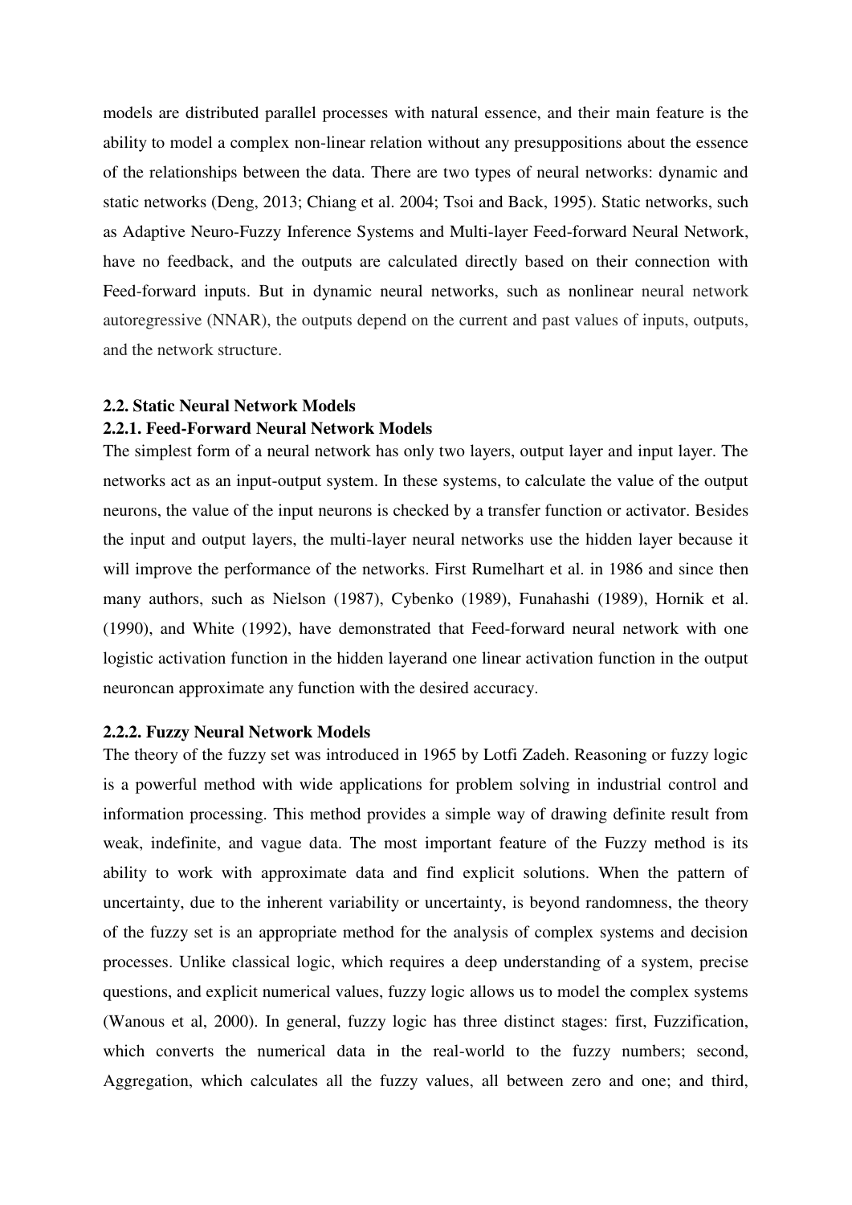models are distributed parallel processes with natural essence, and their main feature is the ability to model a complex non-linear relation without any presuppositions about the essence of the relationships between the data. There are two types of neural networks: dynamic and static networks (Deng, 2013; Chiang et al. 2004; Tsoi and Back, 1995). Static networks, such as Adaptive Neuro-Fuzzy Inference Systems and Multi-layer Feed-forward Neural Network, have no feedback, and the outputs are calculated directly based on their connection with Feed-forward inputs. But in dynamic neural networks, such as nonlinear neural network autoregressive (NNAR), the outputs depend on the current and past values of inputs, outputs, and the network structure.

### 2.2. Static Neural Network Models

#### 2.2.1. Feed-Forward Neural Network Models

The simplest form of a neural network has only two layers, output layer and input layer. The networks act as an input-output system. In these systems, to calculate the value of the output neurons, the value of the input neurons is checked by a transfer function or activator. Besides the input and output layers, the multi-layer neural networks use the hidden layer because it will improve the performance of the networks. First Rumelhart et al. in 1986 and since then many authors, such as Nielson (1987), Cybenko (1989), Funahashi (1989), Hornik et al. (1990), and White (1992), have demonstrated that Feed-forward neural network with one logistic activation function in the hidden layerand one linear activation function in the output neuroncan approximate any function with the desired accuracy.

#### 2.2.2. Fuzzy Neural Network Models

The theory of the fuzzy set was introduced in 1965 by Lotfi Zadeh. Reasoning or fuzzy logic is a powerful method with wide applications for problem solving in industrial control and information processing. This method provides a simple way of drawing definite result from weak, indefinite, and vague data. The most important feature of the Fuzzy method is its ability to work with approximate data and find explicit solutions. When the pattern of uncertainty, due to the inherent variability or uncertainty, is beyond randomness, the theory of the fuzzy set is an appropriate method for the analysis of complex systems and decision processes. Unlike classical logic, which requires a deep understanding of a system, precise questions, and explicit numerical values, fuzzy logic allows us to model the complex systems (Wanous et al, 2000). In general, fuzzy logic has three distinct stages: first, Fuzzification, which converts the numerical data in the real-world to the fuzzy numbers; second, Aggregation, which calculates all the fuzzy values, all between zero and one; and third,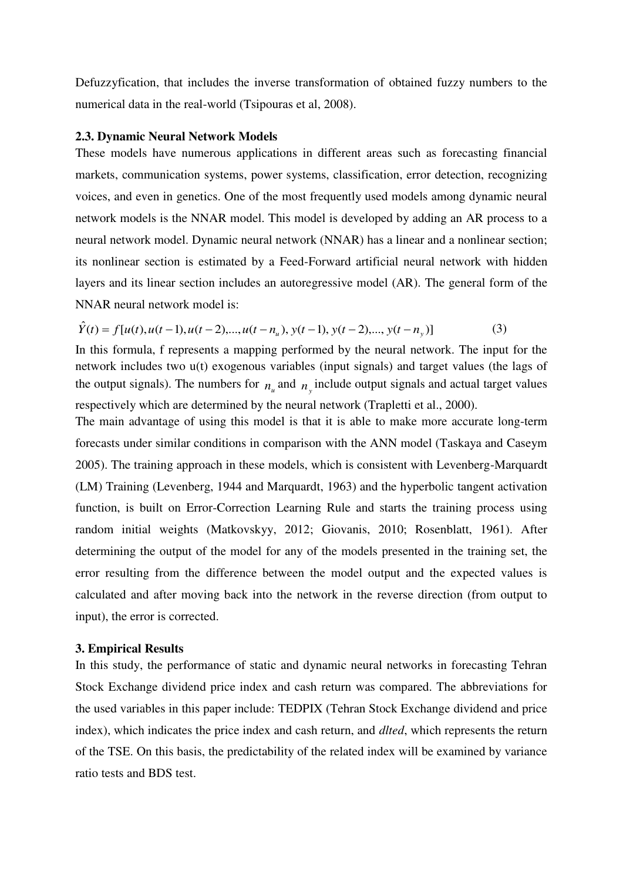Defuzzyfication, that includes the inverse transformation of obtained fuzzy numbers to the numerical data in the real-world (Tsipouras et al, 2008).

### 2.3. Dynamic Neural Network Models

These models have numerous applications in different areas such as forecasting financial markets, communication systems, power systems, classification, error detection, recognizing voices, and even in genetics. One of the most frequently used models among dynamic neural network models is the NNAR model. This model is developed by adding an AR process to a neural network model. Dynamic neural network (NNAR) has a linear and a nonlinear section; its nonlinear section is estimated by a Feed-Forward artificial neural network with hidden layers and its linear section includes an autoregressive model (AR). The general form of the NNAR neural network model is:

$$\hat{Y}(t) = f[u(t), u(t-1), u(t-2), ..., u(t-n_u), y(t-1), y(t-2), ..., y(t-n_y)] \qquad (3)$$

In this formula, f represents a mapping performed by the neural network. The input for the network includes two u(t) exogenous variables (input signals) and target values (the lags of the output signals). The numbers for $n_u$ and $n_y$ include output signals and actual target values respectively which are determined by the neural network (Trapletti et al., 2000).

The main advantage of using this model is that it is able to make more accurate long-term forecasts under similar conditions in comparison with the ANN model (Taskaya and Caseym 2005). The training approach in these models, which is consistent with Levenberg-Marquardt (LM) Training (Levenberg, 1944 and Marquardt, 1963) and the hyperbolic tangent activation function, is built on Error-Correction Learning Rule and starts the training process using random initial weights (Matkovskyy, 2012; Giovanis, 2010; Rosenblatt, 1961). After determining the output of the model for any of the models presented in the training set, the error resulting from the difference between the model output and the expected values is calculated and after moving back into the network in the reverse direction (from output to input), the error is corrected.

## 3. Empirical Results

In this study, the performance of static and dynamic neural networks in forecasting Tehran Stock Exchange dividend price index and cash return was compared. The abbreviations for the used variables in this paper include: TEDPIX (Tehran Stock Exchange dividend and price index), which indicates the price index and cash return, and *dlted*, which represents the return of the TSE. On this basis, the predictability of the related index will be examined by variance ratio tests and BDS test.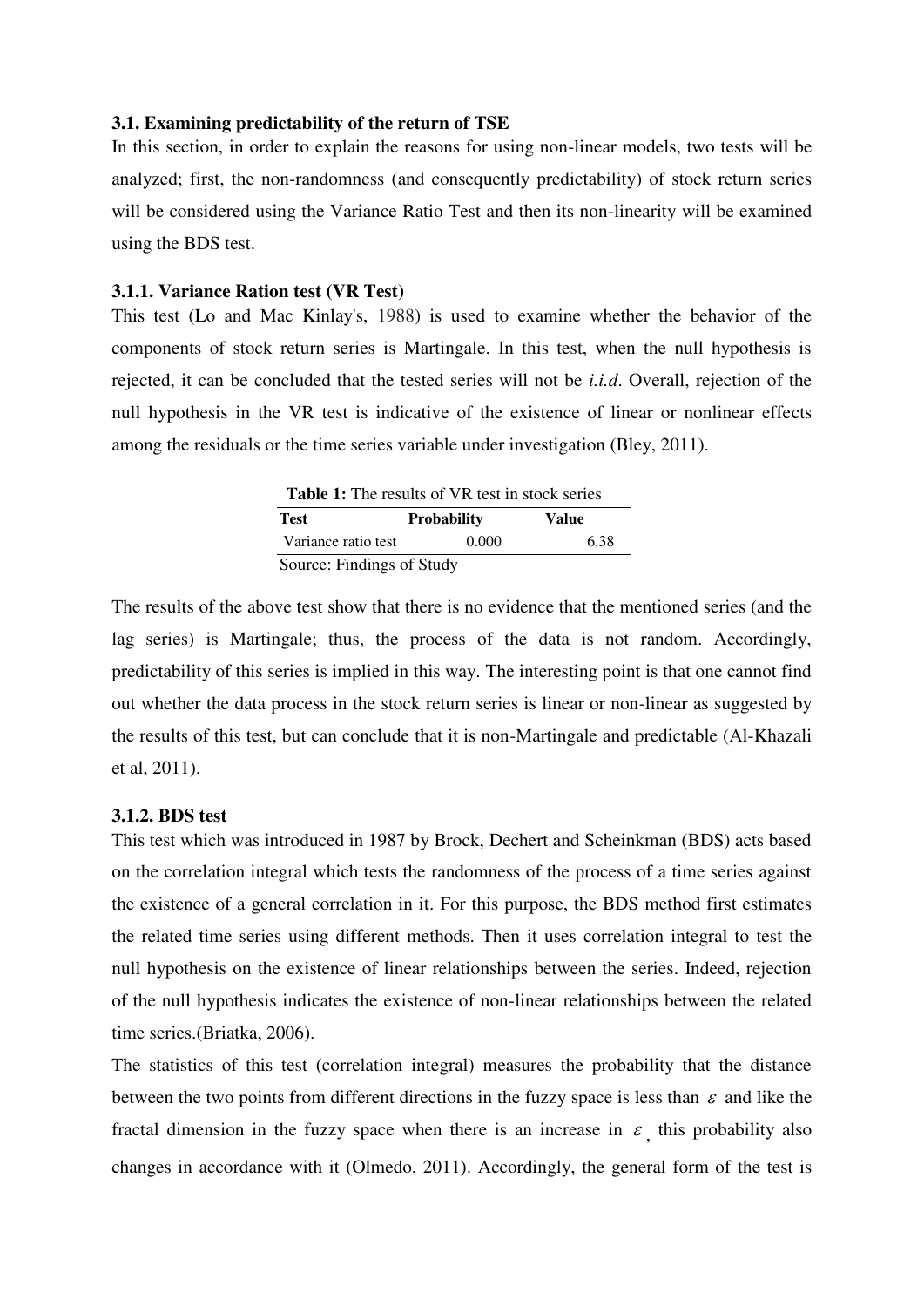### 3.1. Examining predictability of the return of TSE

In this section, in order to explain the reasons for using non-linear models, two tests will be analyzed; first, the non-randomness (and consequently predictability) of stock return series will be considered using the Variance Ratio Test and then its non-linearity will be examined using the BDS test.

#### 3.1.1. Variance Ration test (VR Test)

This test (Lo and Mac Kinlay's, 1988) is used to examine whether the behavior of the components of stock return series is Martingale. In this test, when the null hypothesis is rejected, it can be concluded that the tested series will not be *i.i.d*. Overall, rejection of the null hypothesis in the VR test is indicative of the existence of linear or nonlinear effects among the residuals or the time series variable under investigation (Bley, 2011).

**Table 1:** The results of VR test in stock series

| Test | Probability | Value |
|---|---|---|
| Variance ratio test | 0.000 | 6.38 |

Source: Findings of Study

The results of the above test show that there is no evidence that the mentioned series (and the lag series) is Martingale; thus, the process of the data is not random. Accordingly, predictability of this series is implied in this way. The interesting point is that one cannot find out whether the data process in the stock return series is linear or non-linear as suggested by the results of this test, but can conclude that it is non-Martingale and predictable (Al-Khazali et al, 2011).

#### 3.1.2. BDS test

This test which was introduced in 1987 by Brock, Dechert and Scheinkman (BDS) acts based on the correlation integral which tests the randomness of the process of a time series against the existence of a general correlation in it. For this purpose, the BDS method first estimates the related time series using different methods. Then it uses correlation integral to test the null hypothesis on the existence of linear relationships between the series. Indeed, rejection of the null hypothesis indicates the existence of non-linear relationships between the related time series.(Briatka, 2006).

The statistics of this test (correlation integral) measures the probability that the distance between the two points from different directions in the fuzzy space is less than $\varepsilon$ and like the fractal dimension in the fuzzy space when there is an increase in $\varepsilon$, this probability also changes in accordance with it (Olmedo, 2011). Accordingly, the general form of the test is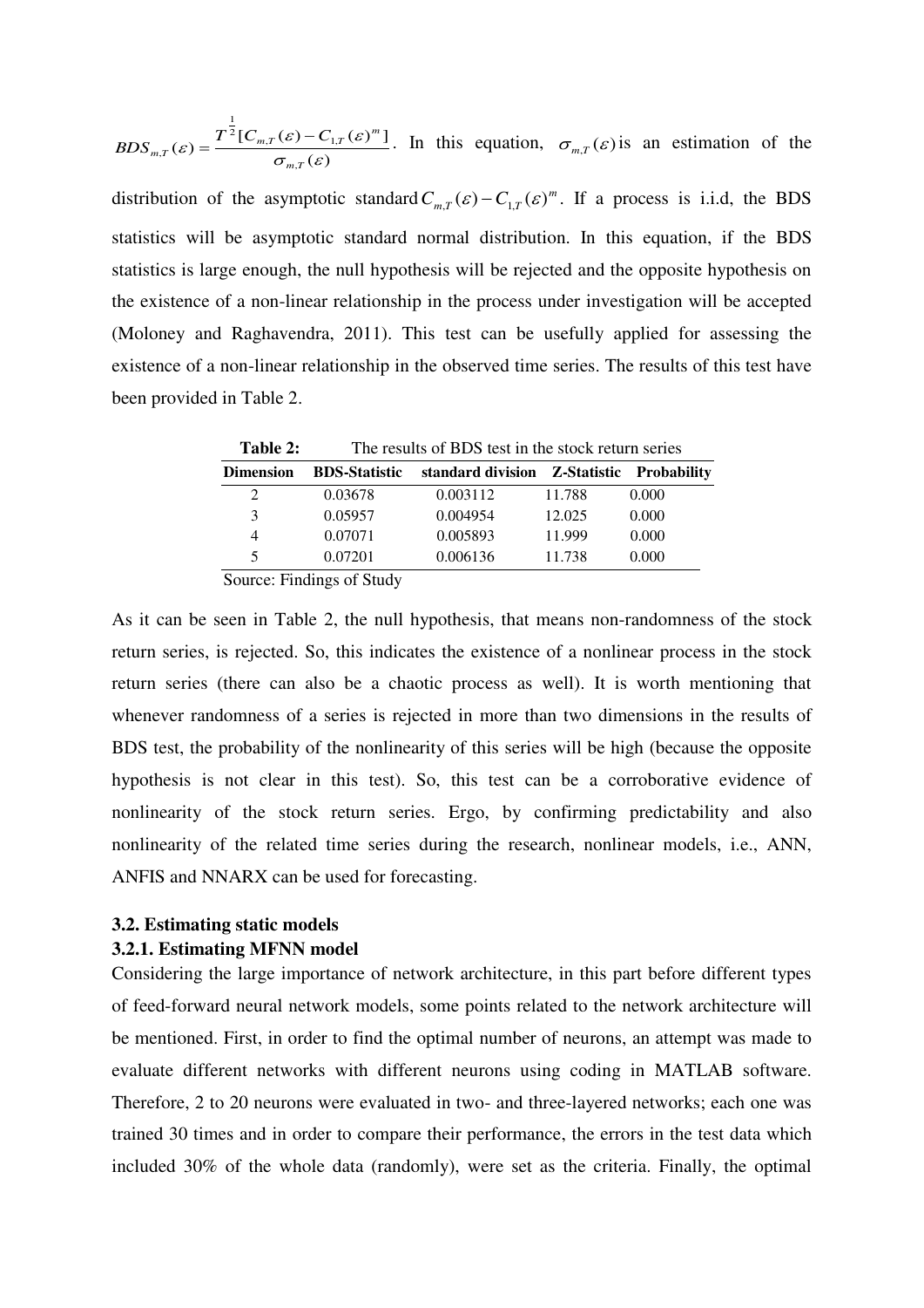$BDS_{m,T}(\varepsilon) = \dfrac{T^{\frac{1}{2}}[C_{m,T}(\varepsilon) - C_{1,T}(\varepsilon)^m]}{\sigma_{m,T}(\varepsilon)}$. In this equation, $\sigma_{m,T}(\varepsilon)$ is an estimation of the distribution of the asymptotic standard $C_{m,T}(\varepsilon) - C_{1,T}(\varepsilon)^m$. If a process is i.i.d, the BDS statistics will be asymptotic standard normal distribution. In this equation, if the BDS statistics is large enough, the null hypothesis will be rejected and the opposite hypothesis on the existence of a non-linear relationship in the process under investigation will be accepted (Moloney and Raghavendra, 2011). This test can be usefully applied for assessing the existence of a non-linear relationship in the observed time series. The results of this test have been provided in Table 2.

**Table 2:** The results of BDS test in the stock return series

| Dimension | BDS-Statistic | standard division | Z-Statistic | Probability |
|---|---|---|---|---|
| 2 | 0.03678 | 0.003112 | 11.788 | 0.000 |
| 3 | 0.05957 | 0.004954 | 12.025 | 0.000 |
| 4 | 0.07071 | 0.005893 | 11.999 | 0.000 |
| 5 | 0.07201 | 0.006136 | 11.738 | 0.000 |

Source: Findings of Study

As it can be seen in Table 2, the null hypothesis, that means non-randomness of the stock return series, is rejected. So, this indicates the existence of a nonlinear process in the stock return series (there can also be a chaotic process as well). It is worth mentioning that whenever randomness of a series is rejected in more than two dimensions in the results of BDS test, the probability of the nonlinearity of this series will be high (because the opposite hypothesis is not clear in this test). So, this test can be a corroborative evidence of nonlinearity of the stock return series. Ergo, by confirming predictability and also nonlinearity of the related time series during the research, nonlinear models, i.e., ANN, ANFIS and NNARX can be used for forecasting.

### 3.2. Estimating static models

#### 3.2.1. Estimating MFNN model

Considering the large importance of network architecture, in this part before different types of feed-forward neural network models, some points related to the network architecture will be mentioned. First, in order to find the optimal number of neurons, an attempt was made to evaluate different networks with different neurons using coding in MATLAB software. Therefore, 2 to 20 neurons were evaluated in two- and three-layered networks; each one was trained 30 times and in order to compare their performance, the errors in the test data which included 30% of the whole data (randomly), were set as the criteria. Finally, the optimal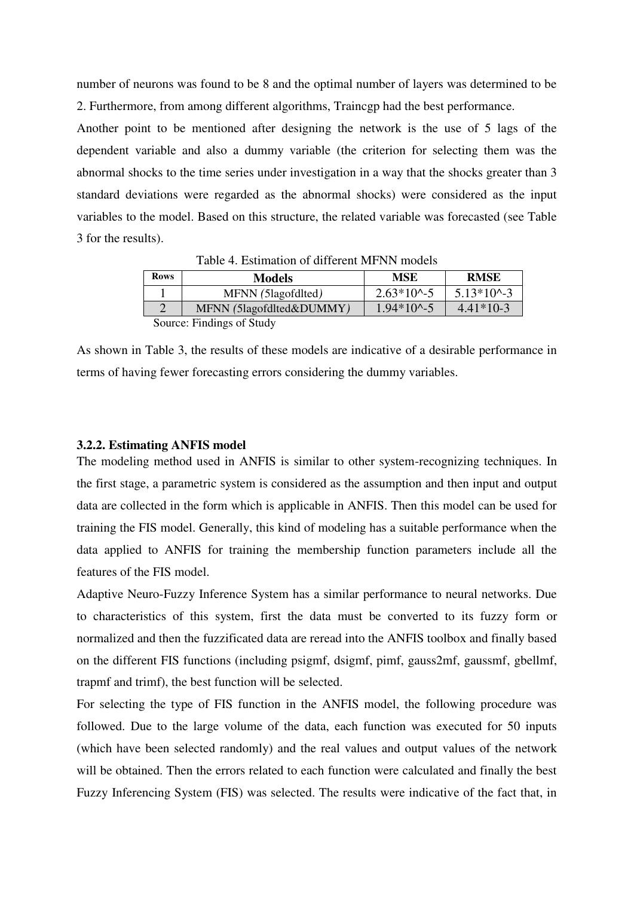number of neurons was found to be 8 and the optimal number of layers was determined to be 2. Furthermore, from among different algorithms, Traincgp had the best performance.

Another point to be mentioned after designing the network is the use of 5 lags of the dependent variable and also a dummy variable (the criterion for selecting them was the abnormal shocks to the time series under investigation in a way that the shocks greater than 3 standard deviations were regarded as the abnormal shocks) were considered as the input variables to the model. Based on this structure, the related variable was forecasted (see Table 3 for the results).

Table 4. Estimation of different MFNN models

| Rows | Models | MSE | RMSE |
|---|---|---|---|
| 1 | MFNN *(*5lagofdlted*)* | 2.63*10^-5 | 5.13*10^-3 |
| 2 | MFNN *(*5lagofdlted&DUMMY*)* | 1.94*10^-5 | 4.41*10-3 |

Source: Findings of Study

As shown in Table 3, the results of these models are indicative of a desirable performance in terms of having fewer forecasting errors considering the dummy variables.

### 3.2.2. Estimating ANFIS model

The modeling method used in ANFIS is similar to other system-recognizing techniques. In the first stage, a parametric system is considered as the assumption and then input and output data are collected in the form which is applicable in ANFIS. Then this model can be used for training the FIS model. Generally, this kind of modeling has a suitable performance when the data applied to ANFIS for training the membership function parameters include all the features of the FIS model.

Adaptive Neuro-Fuzzy Inference System has a similar performance to neural networks. Due to characteristics of this system, first the data must be converted to its fuzzy form or normalized and then the fuzzificated data are reread into the ANFIS toolbox and finally based on the different FIS functions (including psigmf, dsigmf, pimf, gauss2mf, gaussmf, gbellmf, trapmf and trimf), the best function will be selected.

For selecting the type of FIS function in the ANFIS model, the following procedure was followed. Due to the large volume of the data, each function was executed for 50 inputs (which have been selected randomly) and the real values and output values of the network will be obtained. Then the errors related to each function were calculated and finally the best Fuzzy Inferencing System (FIS) was selected. The results were indicative of the fact that, in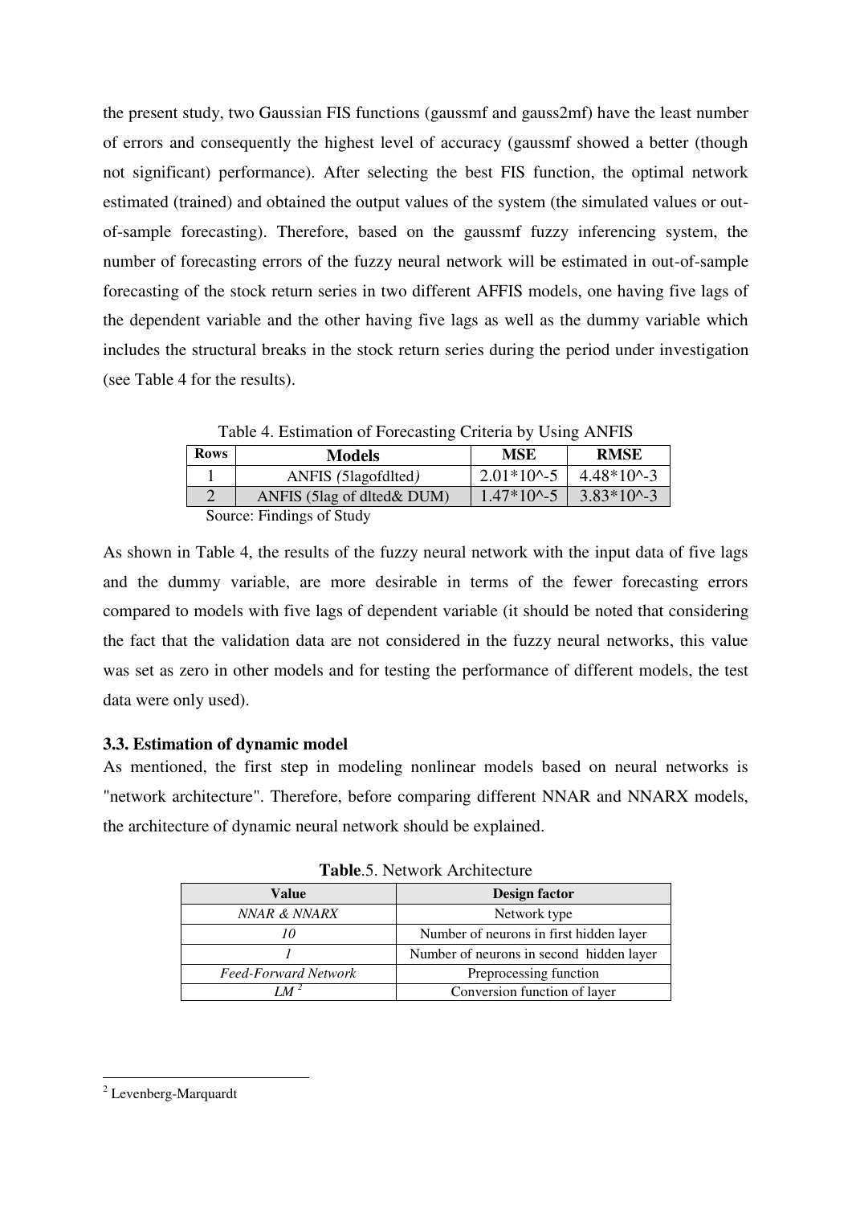the present study, two Gaussian FIS functions (gaussmf and gauss2mf) have the least number of errors and consequently the highest level of accuracy (gaussmf showed a better (though not significant) performance). After selecting the best FIS function, the optimal network estimated (trained) and obtained the output values of the system (the simulated values or out-of-sample forecasting). Therefore, based on the gaussmf fuzzy inferencing system, the number of forecasting errors of the fuzzy neural network will be estimated in out-of-sample forecasting of the stock return series in two different AFFIS models, one having five lags of the dependent variable and the other having five lags as well as the dummy variable which includes the structural breaks in the stock return series during the period under investigation (see Table 4 for the results).

Table 4. Estimation of Forecasting Criteria by Using ANFIS

| Rows | Models | MSE | RMSE |
|---|---|---|---|
| 1 | ANFIS *(*5lagofdlted*)* | $2.01*10^{-5}$ | $4.48*10^{-3}$ |
| 2 | ANFIS (5lag of dlted& DUM) | $1.47*10^{-5}$ | $3.83*10^{-3}$ |

Source: Findings of Study

As shown in Table 4, the results of the fuzzy neural network with the input data of five lags and the dummy variable, are more desirable in terms of the fewer forecasting errors compared to models with five lags of dependent variable (it should be noted that considering the fact that the validation data are not considered in the fuzzy neural networks, this value was set as zero in other models and for testing the performance of different models, the test data were only used).

### 3.3. Estimation of dynamic model

As mentioned, the first step in modeling nonlinear models based on neural networks is "network architecture". Therefore, before comparing different NNAR and NNARX models, the architecture of dynamic neural network should be explained.

**Table**.5. Network Architecture

| Value | Design factor |
|---|---|
| *NNAR & NNARX* | Network type |
| *10* | Number of neurons in first hidden layer |
| *1* | Number of neurons in second hidden layer |
| *Feed-Forward Network* | Preprocessing function |
| *LM* [2] | Conversion function of layer |

[2] Levenberg-Marquardt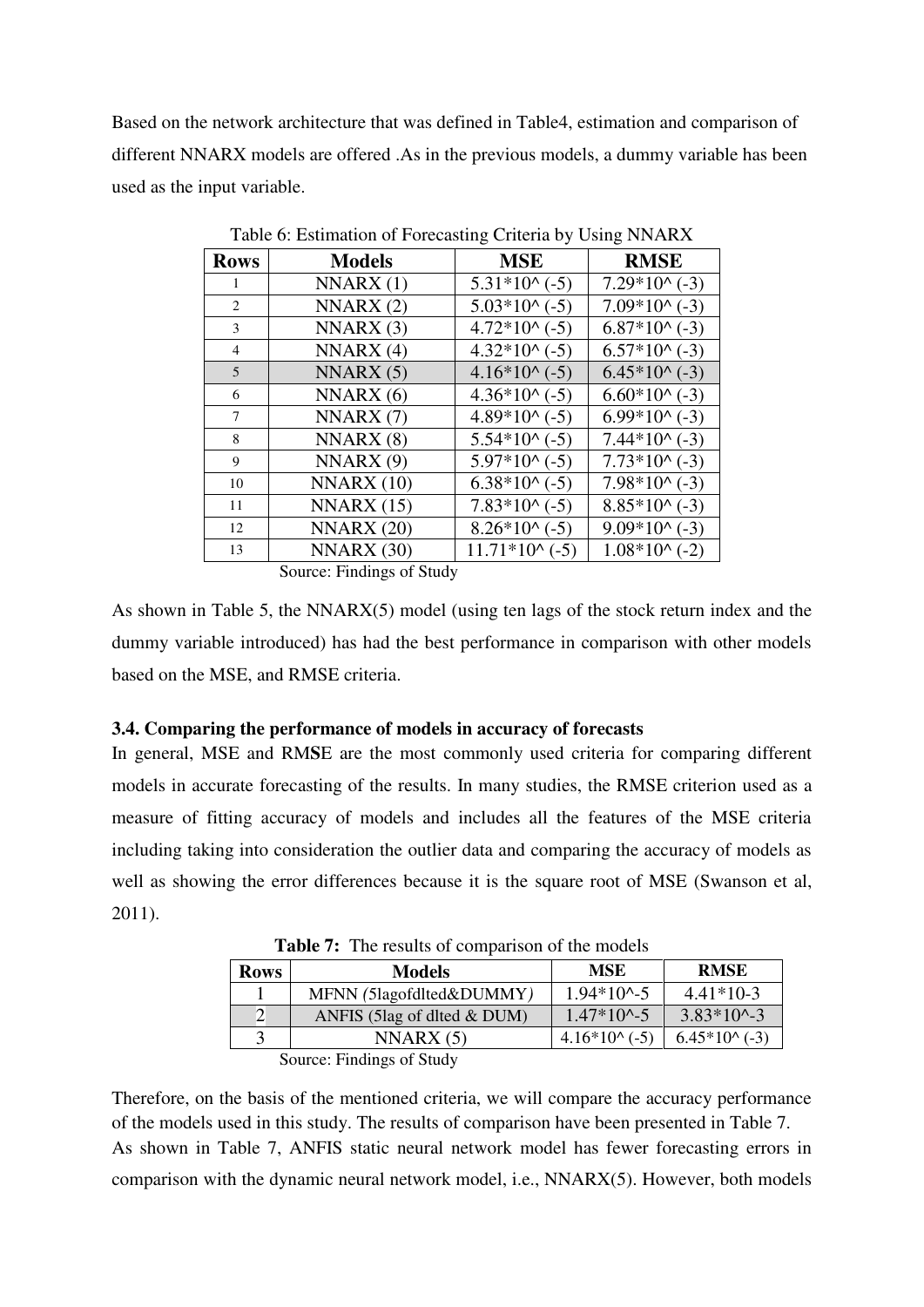Based on the network architecture that was defined in Table4, estimation and comparison of different NNARX models are offered .As in the previous models, a dummy variable has been used as the input variable.

Table 6: Estimation of Forecasting Criteria by Using NNARX

| Rows | Models | MSE | RMSE |
|---|---|---|---|
| 1 | NNARX (1) | 5.31*10^ (-5) | 7.29*10^ (-3) |
| 2 | NNARX (2) | 5.03*10^ (-5) | 7.09*10^ (-3) |
| 3 | NNARX (3) | 4.72*10^ (-5) | 6.87*10^ (-3) |
| 4 | NNARX (4) | 4.32*10^ (-5) | 6.57*10^ (-3) |
| 5 | NNARX (5) | 4.16*10^ (-5) | 6.45*10^ (-3) |
| 6 | NNARX (6) | 4.36*10^ (-5) | 6.60*10^ (-3) |
| 7 | NNARX (7) | 4.89*10^ (-5) | 6.99*10^ (-3) |
| 8 | NNARX (8) | 5.54*10^ (-5) | 7.44*10^ (-3) |
| 9 | NNARX (9) | 5.97*10^ (-5) | 7.73*10^ (-3) |
| 10 | NNARX (10) | 6.38*10^ (-5) | 7.98*10^ (-3) |
| 11 | NNARX (15) | 7.83*10^ (-5) | 8.85*10^ (-3) |
| 12 | NNARX (20) | 8.26*10^ (-5) | 9.09*10^ (-3) |
| 13 | NNARX (30) | 11.71*10^ (-5) | 1.08*10^ (-2) |

Source: Findings of Study

As shown in Table 5, the NNARX(5) model (using ten lags of the stock return index and the dummy variable introduced) has had the best performance in comparison with other models based on the MSE, and RMSE criteria.

### 3.4. Comparing the performance of models in accuracy of forecasts

In general, MSE and RMSE are the most commonly used criteria for comparing different models in accurate forecasting of the results. In many studies, the RMSE criterion used as a measure of fitting accuracy of models and includes all the features of the MSE criteria including taking into consideration the outlier data and comparing the accuracy of models as well as showing the error differences because it is the square root of MSE (Swanson et al, 2011).

**Table 7:** The results of comparison of the models

| Rows | Models | MSE | RMSE |
|---|---|---|---|
| 1 | MFNN (5lagofdlted&DUMMY) | 1.94*10^-5 | 4.41*10-3 |
| 2 | ANFIS (5lag of dlted & DUM) | 1.47*10^-5 | 3.83*10^-3 |
| 3 | NNARX (5) | 4.16*10^ (-5) | 6.45*10^ (-3) |

Source: Findings of Study

Therefore, on the basis of the mentioned criteria, we will compare the accuracy performance of the models used in this study. The results of comparison have been presented in Table 7.
As shown in Table 7, ANFIS static neural network model has fewer forecasting errors in comparison with the dynamic neural network model, i.e., NNARX(5). However, both models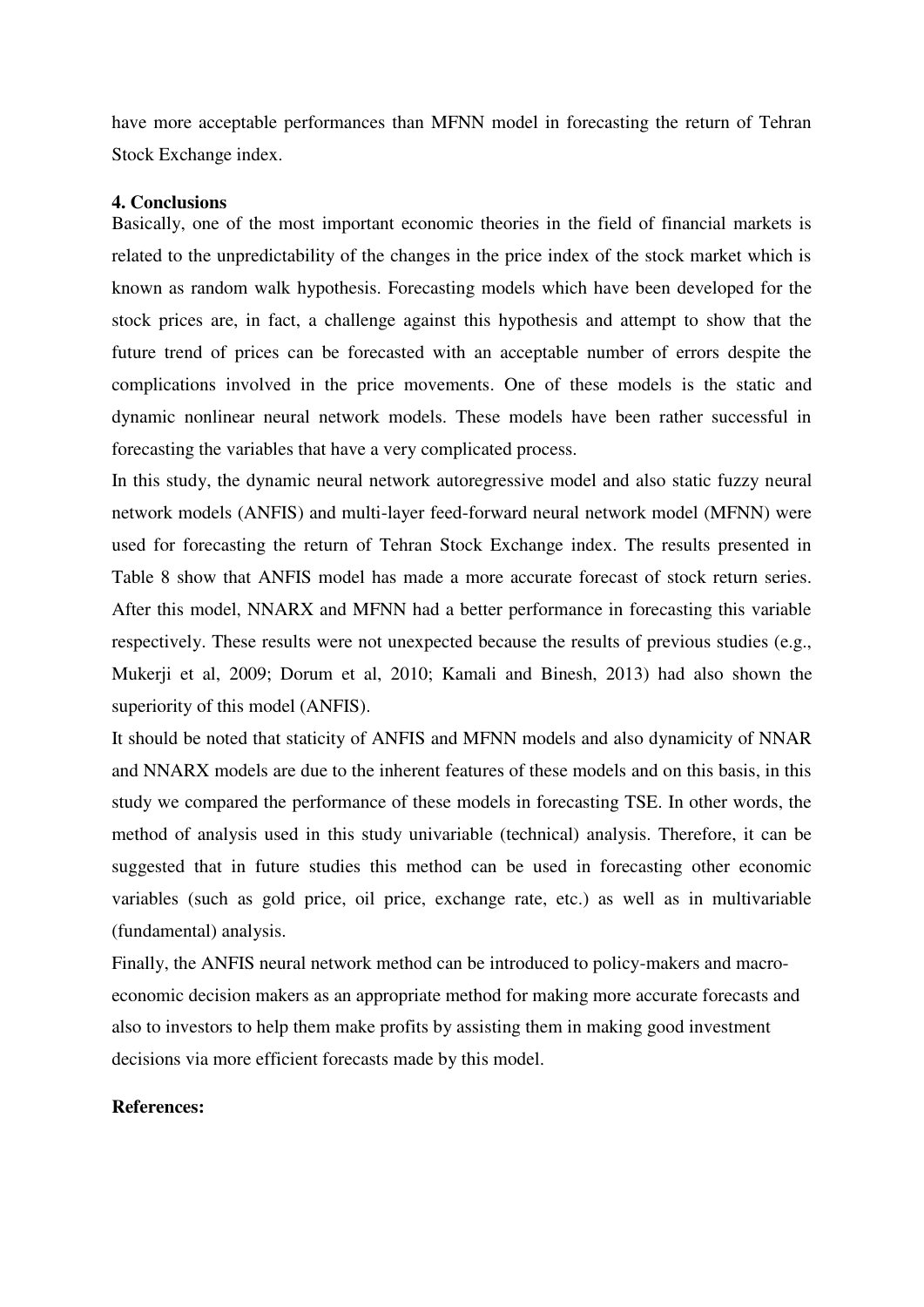have more acceptable performances than MFNN model in forecasting the return of Tehran Stock Exchange index.

**4. Conclusions**

Basically, one of the most important economic theories in the field of financial markets is related to the unpredictability of the changes in the price index of the stock market which is known as random walk hypothesis. Forecasting models which have been developed for the stock prices are, in fact, a challenge against this hypothesis and attempt to show that the future trend of prices can be forecasted with an acceptable number of errors despite the complications involved in the price movements. One of these models is the static and dynamic nonlinear neural network models. These models have been rather successful in forecasting the variables that have a very complicated process.

In this study, the dynamic neural network autoregressive model and also static fuzzy neural network models (ANFIS) and multi-layer feed-forward neural network model (MFNN) were used for forecasting the return of Tehran Stock Exchange index. The results presented in Table 8 show that ANFIS model has made a more accurate forecast of stock return series. After this model, NNARX and MFNN had a better performance in forecasting this variable respectively. These results were not unexpected because the results of previous studies (e.g., Mukerji et al, 2009; Dorum et al, 2010; Kamali and Binesh, 2013) had also shown the superiority of this model (ANFIS).

It should be noted that staticity of ANFIS and MFNN models and also dynamicity of NNAR and NNARX models are due to the inherent features of these models and on this basis, in this study we compared the performance of these models in forecasting TSE. In other words, the method of analysis used in this study univariable (technical) analysis. Therefore, it can be suggested that in future studies this method can be used in forecasting other economic variables (such as gold price, oil price, exchange rate, etc.) as well as in multivariable (fundamental) analysis.

Finally, the ANFIS neural network method can be introduced to policy-makers and macro-economic decision makers as an appropriate method for making more accurate forecasts and also to investors to help them make profits by assisting them in making good investment decisions via more efficient forecasts made by this model.

**References:**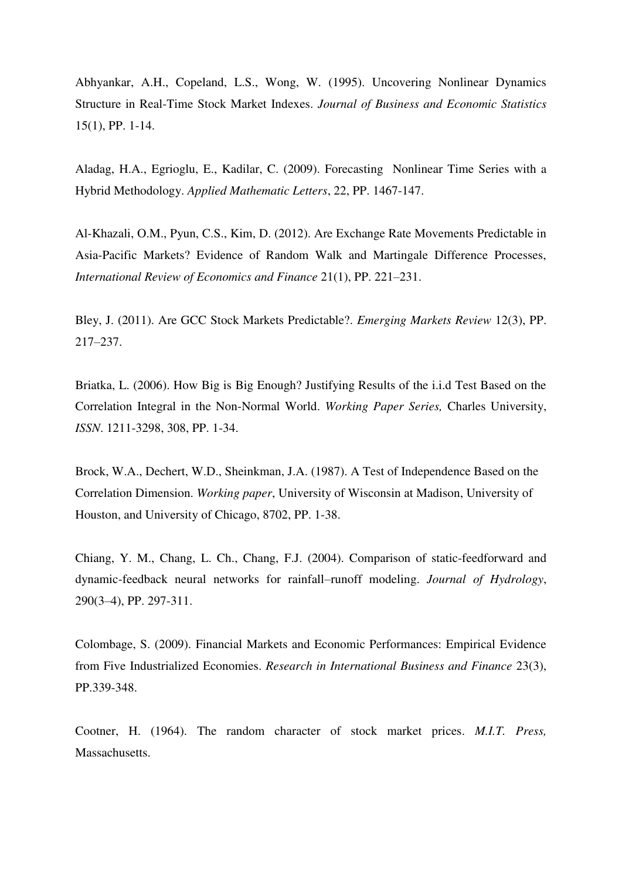Abhyankar, A.H., Copeland, L.S., Wong, W. (1995). Uncovering Nonlinear Dynamics Structure in Real-Time Stock Market Indexes. *Journal of Business and Economic Statistics* 15(1), PP. 1-14.

Aladag, H.A., Egrioglu, E., Kadilar, C. (2009). Forecasting Nonlinear Time Series with a Hybrid Methodology. *Applied Mathematic Letters*, 22, PP. 1467-147.

Al-Khazali, O.M., Pyun, C.S., Kim, D. (2012). Are Exchange Rate Movements Predictable in Asia-Pacific Markets? Evidence of Random Walk and Martingale Difference Processes, *International Review of Economics and Finance* 21(1), PP. 221–231.

Bley, J. (2011). Are GCC Stock Markets Predictable?. *Emerging Markets Review* 12(3), PP. 217–237.

Briatka, L. (2006). How Big is Big Enough? Justifying Results of the i.i.d Test Based on the Correlation Integral in the Non-Normal World. *Working Paper Series,* Charles University, *ISSN*. 1211-3298, 308, PP. 1-34.

Brock, W.A., Dechert, W.D., Sheinkman, J.A. (1987). A Test of Independence Based on the Correlation Dimension. *Working paper*, University of Wisconsin at Madison, University of Houston, and University of Chicago, 8702, PP. 1-38.

Chiang, Y. M., Chang, L. Ch., Chang, F.J. (2004). Comparison of static-feedforward and dynamic-feedback neural networks for rainfall–runoff modeling. *Journal of Hydrology*, 290(3–4), PP. 297-311.

Colombage, S. (2009). Financial Markets and Economic Performances: Empirical Evidence from Five Industrialized Economies. *Research in International Business and Finance* 23(3), PP.339-348.

Cootner, H. (1964). The random character of stock market prices. *M.I.T. Press,* Massachusetts.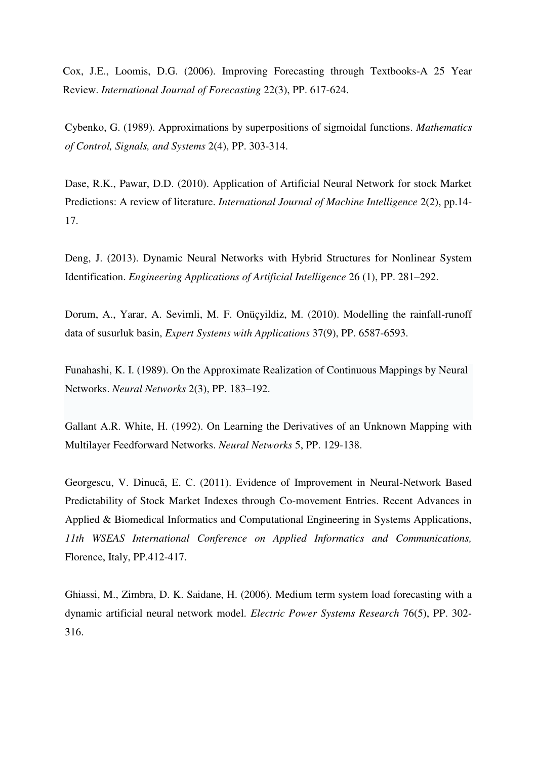Cox, J.E., Loomis, D.G. (2006). Improving Forecasting through Textbooks-A 25 Year Review. *International Journal of Forecasting* 22(3), PP. 617-624.

Cybenko, G. (1989). Approximations by superpositions of sigmoidal functions. *Mathematics of Control, Signals, and Systems* 2(4), PP. 303-314.

Dase, R.K., Pawar, D.D. (2010). Application of Artificial Neural Network for stock Market Predictions: A review of literature. *International Journal of Machine Intelligence* 2(2), pp.14-17.

Deng, J. (2013). Dynamic Neural Networks with Hybrid Structures for Nonlinear System Identification. *Engineering Applications of Artificial Intelligence* 26 (1), PP. 281–292.

Dorum, A., Yarar, A. Sevimli, M. F. Onüçyildiz, M. (2010). Modelling the rainfall-runoff data of susurluk basin, *Expert Systems with Applications* 37(9), PP. 6587-6593.

Funahashi, K. I. (1989). On the Approximate Realization of Continuous Mappings by Neural Networks. *Neural Networks* 2(3), PP. 183–192.

Gallant A.R. White, H. (1992). On Learning the Derivatives of an Unknown Mapping with Multilayer Feedforward Networks. *Neural Networks* 5, PP. 129-138.

Georgescu, V. Dinucă, E. C. (2011). Evidence of Improvement in Neural-Network Based Predictability of Stock Market Indexes through Co-movement Entries. Recent Advances in Applied & Biomedical Informatics and Computational Engineering in Systems Applications, *11th WSEAS International Conference on Applied Informatics and Communications,* Florence, Italy, PP.412-417.

Ghiassi, M., Zimbra, D. K. Saidane, H. (2006). Medium term system load forecasting with a dynamic artificial neural network model. *Electric Power Systems Research* 76(5), PP. 302-316.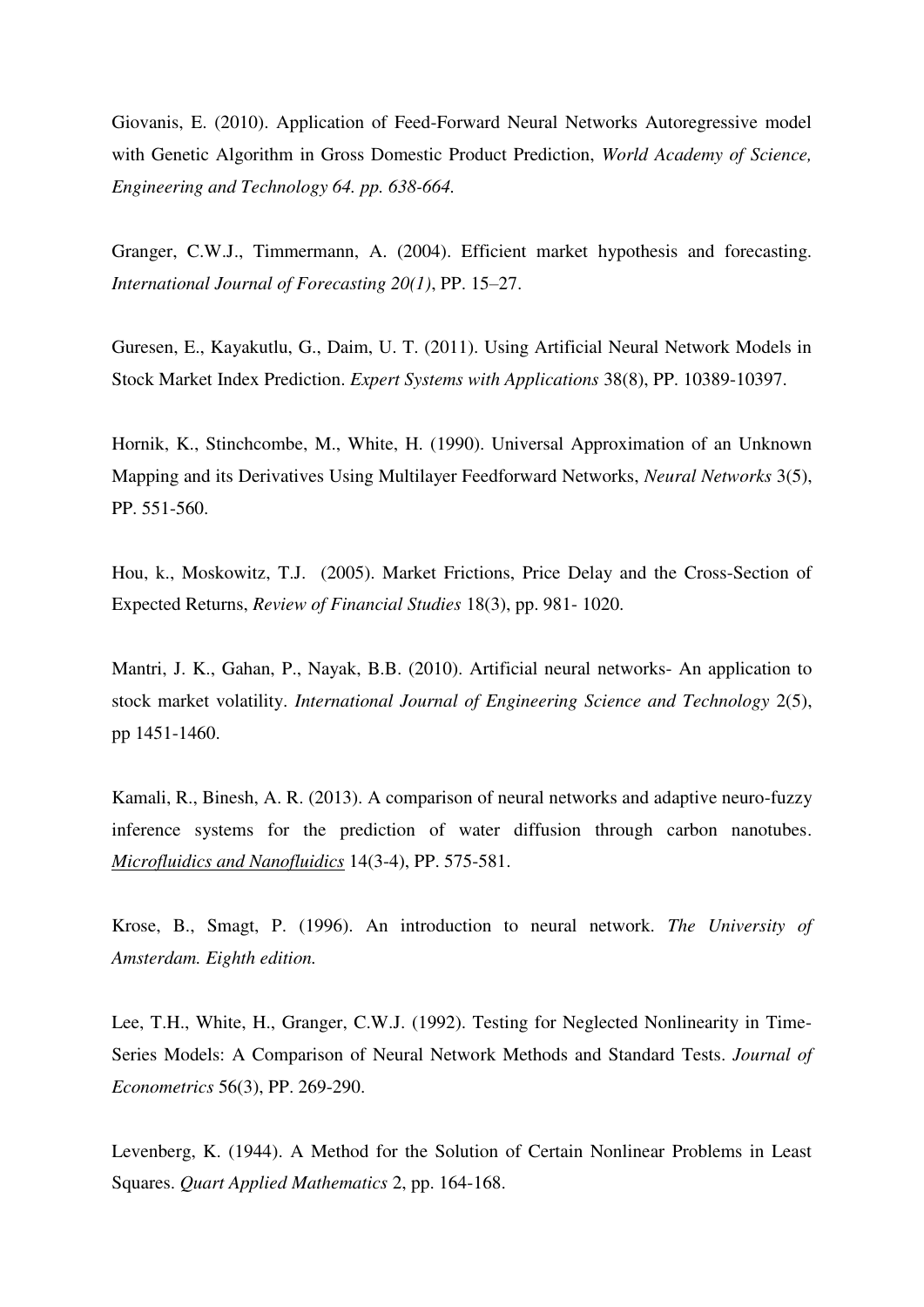Giovanis, E. (2010). Application of Feed-Forward Neural Networks Autoregressive model with Genetic Algorithm in Gross Domestic Product Prediction, *World Academy of Science, Engineering and Technology 64. pp. 638-664.*

Granger, C.W.J., Timmermann, A. (2004). Efficient market hypothesis and forecasting. *International Journal of Forecasting 20(1)*, PP. 15–27.

Guresen, E., Kayakutlu, G., Daim, U. T. (2011). Using Artificial Neural Network Models in Stock Market Index Prediction. *Expert Systems with Applications* 38(8), PP. 10389-10397.

Hornik, K., Stinchcombe, M., White, H. (1990). Universal Approximation of an Unknown Mapping and its Derivatives Using Multilayer Feedforward Networks, *Neural Networks* 3(5), PP. 551-560.

Hou, k., Moskowitz, T.J. (2005). Market Frictions, Price Delay and the Cross-Section of Expected Returns, *Review of Financial Studies* 18(3), pp. 981- 1020.

Mantri, J. K., Gahan, P., Nayak, B.B. (2010). Artificial neural networks- An application to stock market volatility. *International Journal of Engineering Science and Technology* 2(5), pp 1451-1460.

Kamali, R., Binesh, A. R. (2013). A comparison of neural networks and adaptive neuro-fuzzy inference systems for the prediction of water diffusion through carbon nanotubes. *Microfluidics and Nanofluidics* 14(3-4), PP. 575-581.

Krose, B., Smagt, P. (1996). An introduction to neural network. *The University of Amsterdam. Eighth edition.*

Lee, T.H., White, H., Granger, C.W.J. (1992). Testing for Neglected Nonlinearity in Time-Series Models: A Comparison of Neural Network Methods and Standard Tests. *Journal of Econometrics* 56(3), PP. 269-290.

Levenberg, K. (1944). A Method for the Solution of Certain Nonlinear Problems in Least Squares. *Quart Applied Mathematics* 2, pp. 164-168.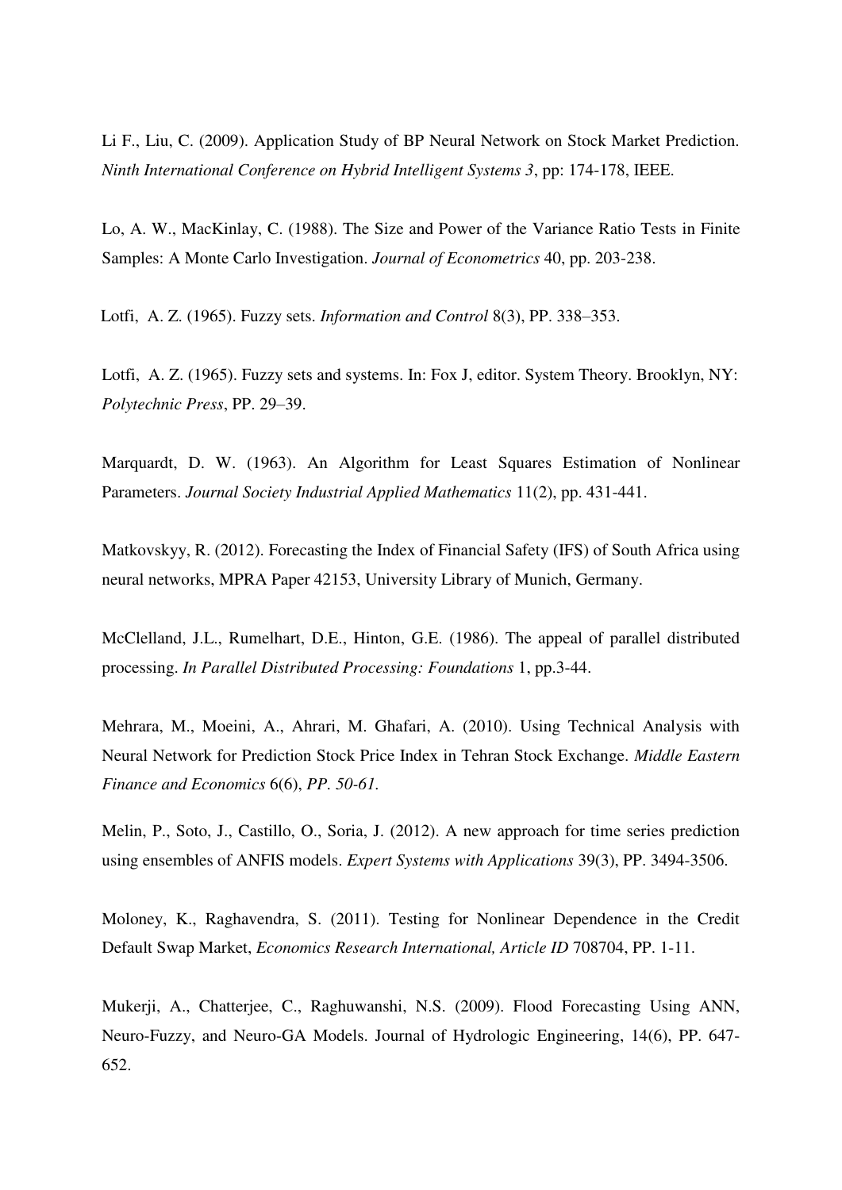Li F., Liu, C. (2009). Application Study of BP Neural Network on Stock Market Prediction. *Ninth International Conference on Hybrid Intelligent Systems 3*, pp: 174-178, IEEE.

Lo, A. W., MacKinlay, C. (1988). The Size and Power of the Variance Ratio Tests in Finite Samples: A Monte Carlo Investigation. *Journal of Econometrics* 40, pp. 203-238.

Lotfi, A. Z. (1965). Fuzzy sets. *Information and Control* 8(3), PP. 338–353.

Lotfi, A. Z. (1965). Fuzzy sets and systems. In: Fox J, editor. System Theory. Brooklyn, NY: *Polytechnic Press*, PP. 29–39.

Marquardt, D. W. (1963). An Algorithm for Least Squares Estimation of Nonlinear Parameters. *Journal Society Industrial Applied Mathematics* 11(2), pp. 431-441.

Matkovskyy, R. (2012). Forecasting the Index of Financial Safety (IFS) of South Africa using neural networks, MPRA Paper 42153, University Library of Munich, Germany.

McClelland, J.L., Rumelhart, D.E., Hinton, G.E. (1986). The appeal of parallel distributed processing. *In Parallel Distributed Processing: Foundations* 1, pp.3-44.

Mehrara, M., Moeini, A., Ahrari, M. Ghafari, A. (2010). Using Technical Analysis with Neural Network for Prediction Stock Price Index in Tehran Stock Exchange. *Middle Eastern Finance and Economics* 6(6), *PP. 50-61.*

Melin, P., Soto, J., Castillo, O., Soria, J. (2012). A new approach for time series prediction using ensembles of ANFIS models. *Expert Systems with Applications* 39(3), PP. 3494-3506.

Moloney, K., Raghavendra, S. (2011). Testing for Nonlinear Dependence in the Credit Default Swap Market, *Economics Research International, Article ID* 708704, PP. 1-11.

Mukerji, A., Chatterjee, C., Raghuwanshi, N.S. (2009). Flood Forecasting Using ANN, Neuro-Fuzzy, and Neuro-GA Models. Journal of Hydrologic Engineering, 14(6), PP. 647-652.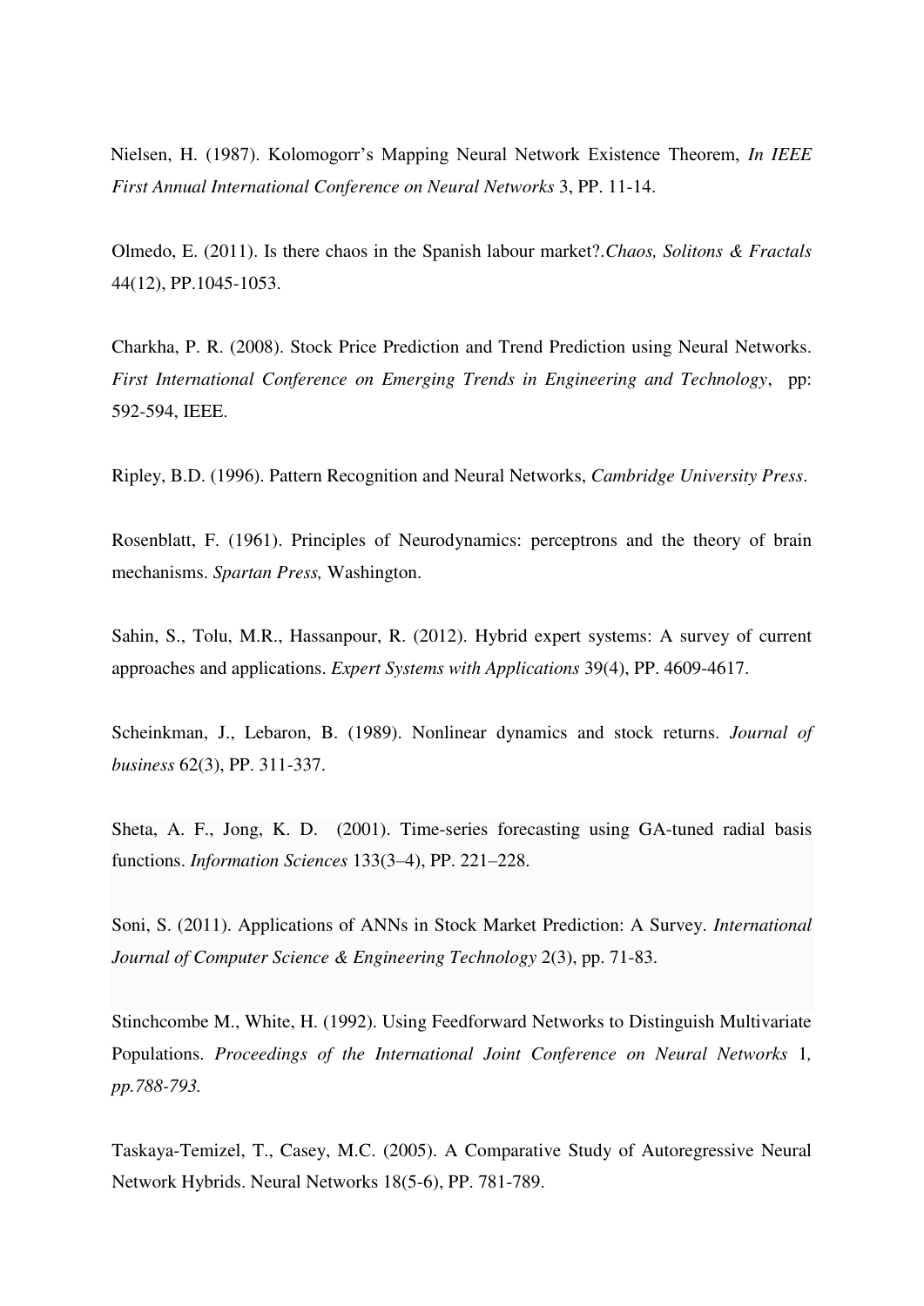Nielsen, H. (1987). Kolomogorr's Mapping Neural Network Existence Theorem, *In IEEE First Annual International Conference on Neural Networks* 3, PP. 11-14.

Olmedo, E. (2011). Is there chaos in the Spanish labour market?.*Chaos, Solitons & Fractals* 44(12), PP.1045-1053.

Charkha, P. R. (2008). Stock Price Prediction and Trend Prediction using Neural Networks. *First International Conference on Emerging Trends in Engineering and Technology*, pp: 592-594, IEEE.

Ripley, B.D. (1996). Pattern Recognition and Neural Networks, *Cambridge University Press*.

Rosenblatt, F. (1961). Principles of Neurodynamics: perceptrons and the theory of brain mechanisms. *Spartan Press,* Washington.

Sahin, S., Tolu, M.R., Hassanpour, R. (2012). Hybrid expert systems: A survey of current approaches and applications. *Expert Systems with Applications* 39(4), PP. 4609-4617.

Scheinkman, J., Lebaron, B. (1989). Nonlinear dynamics and stock returns. *Journal of business* 62(3), PP. 311-337.

Sheta, A. F., Jong, K. D. (2001). Time-series forecasting using GA-tuned radial basis functions. *Information Sciences* 133(3–4), PP. 221–228.

Soni, S. (2011). Applications of ANNs in Stock Market Prediction: A Survey. *International Journal of Computer Science & Engineering Technology* 2(3), pp. 71-83.

Stinchcombe M., White, H. (1992). Using Feedforward Networks to Distinguish Multivariate Populations. *Proceedings of the International Joint Conference on Neural Networks* 1*, pp.788-793.*

Taskaya-Temizel, T., Casey, M.C. (2005). A Comparative Study of Autoregressive Neural Network Hybrids. Neural Networks 18(5-6), PP. 781-789.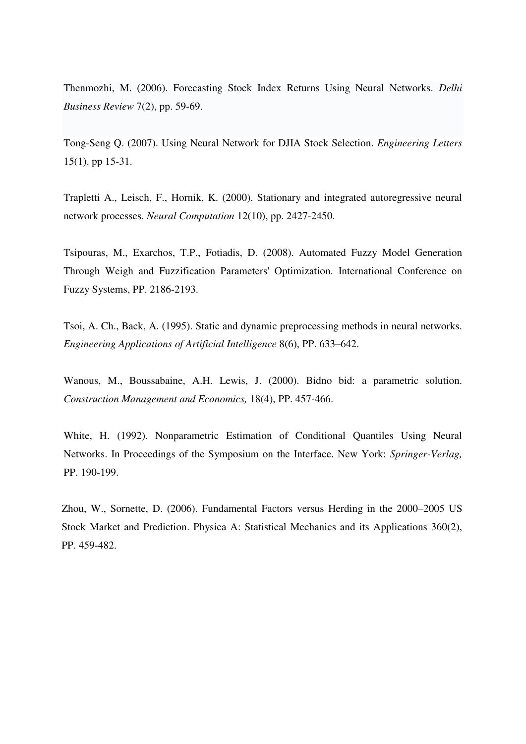Thenmozhi, M. (2006). Forecasting Stock Index Returns Using Neural Networks. *Delhi Business Review* 7(2), pp. 59-69.

Tong-Seng Q. (2007). Using Neural Network for DJIA Stock Selection. *Engineering Letters* 15(1). pp 15-31.

Trapletti A., Leisch, F., Hornik, K. (2000). Stationary and integrated autoregressive neural network processes. *Neural Computation* 12(10), pp. 2427-2450.

Tsipouras, M., Exarchos, T.P., Fotiadis, D. (2008). Automated Fuzzy Model Generation Through Weigh and Fuzzification Parameters' Optimization. International Conference on Fuzzy Systems, PP. 2186-2193.

Tsoi, A. Ch., Back, A. (1995). Static and dynamic preprocessing methods in neural networks. *Engineering Applications of Artificial Intelligence* 8(6), PP. 633–642.

Wanous, M., Boussabaine, A.H. Lewis, J. (2000). Bidno bid: a parametric solution. *Construction Management and Economics,* 18(4), PP. 457-466.

White, H. (1992). Nonparametric Estimation of Conditional Quantiles Using Neural Networks. In Proceedings of the Symposium on the Interface. New York: *Springer-Verlag,* PP. 190-199.

Zhou, W., Sornette, D. (2006). Fundamental Factors versus Herding in the 2000–2005 US Stock Market and Prediction. Physica A: Statistical Mechanics and its Applications 360(2), PP. 459-482.